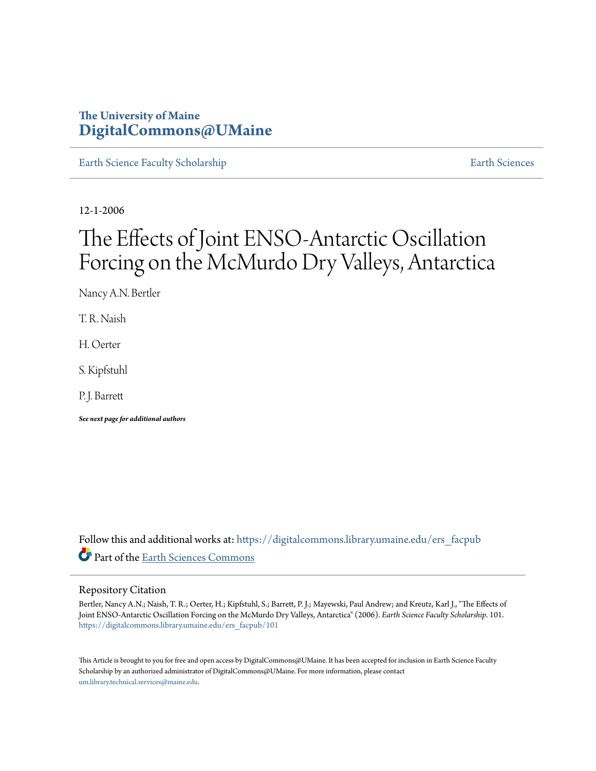The University of Maine
**DigitalCommons@UMaine**

Earth Science Faculty Scholarship | Earth Sciences

12-1-2006

# The Effects of Joint ENSO-Antarctic Oscillation Forcing on the McMurdo Dry Valleys, Antarctica

Nancy A.N. Bertler

T. R. Naish

H. Oerter

S. Kipfstuhl

P. J. Barrett

***See next page for additional authors***

Follow this and additional works at: https://digitalcommons.library.umaine.edu/ers_facpub

Part of the Earth Sciences Commons

## Repository Citation

Bertler, Nancy A.N.; Naish, T. R.; Oerter, H.; Kipfstuhl, S.; Barrett, P. J.; Mayewski, Paul Andrew; and Kreutz, Karl J., "The Effects of Joint ENSO-Antarctic Oscillation Forcing on the McMurdo Dry Valleys, Antarctica" (2006). *Earth Science Faculty Scholarship*. 101.
https://digitalcommons.library.umaine.edu/ers_facpub/101

This Article is brought to you for free and open access by DigitalCommons@UMaine. It has been accepted for inclusion in Earth Science Faculty Scholarship by an authorized administrator of DigitalCommons@UMaine. For more information, please contact um.library.technical.services@maine.edu.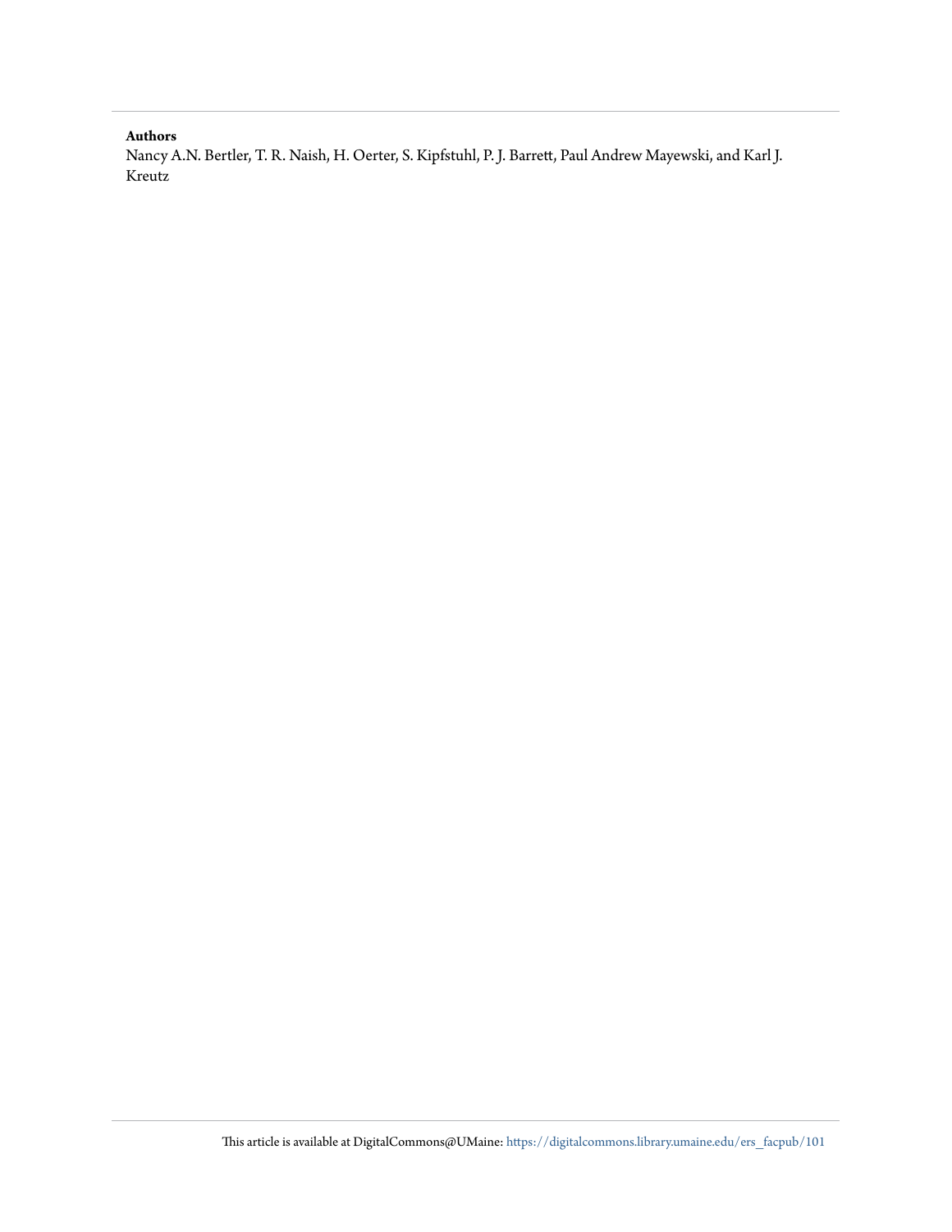**Authors**

Nancy A.N. Bertler, T. R. Naish, H. Oerter, S. Kipfstuhl, P. J. Barrett, Paul Andrew Mayewski, and Karl J. Kreutz

This article is available at DigitalCommons@UMaine: https://digitalcommons.library.umaine.edu/ers_facpub/101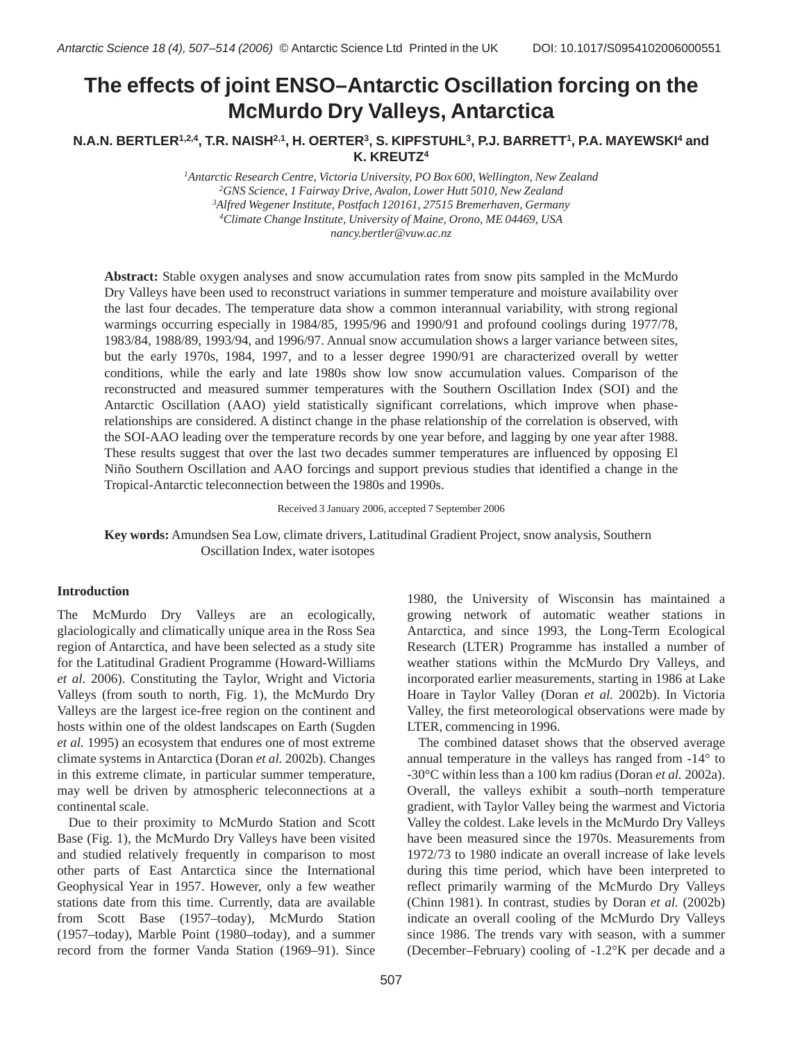# The effects of joint ENSO–Antarctic Oscillation forcing on the McMurdo Dry Valleys, Antarctica

**N.A.N. BERTLER[1,2,4], T.R. NAISH[2,1], H. OERTER[3], S. KIPFSTUHL[3], P.J. BARRETT[1], P.A. MAYEWSKI[4] and K. KREUTZ[4]**

[1]*Antarctic Research Centre, Victoria University, PO Box 600, Wellington, New Zealand*
[2]*GNS Science, 1 Fairway Drive, Avalon, Lower Hutt 5010, New Zealand*
[3]*Alfred Wegener Institute, Postfach 120161, 27515 Bremerhaven, Germany*
[4]*Climate Change Institute, University of Maine, Orono, ME 04469, USA*
*nancy.bertler@vuw.ac.nz*

**Abstract:** Stable oxygen analyses and snow accumulation rates from snow pits sampled in the McMurdo Dry Valleys have been used to reconstruct variations in summer temperature and moisture availability over the last four decades. The temperature data show a common interannual variability, with strong regional warmings occurring especially in 1984/85, 1995/96 and 1990/91 and profound coolings during 1977/78, 1983/84, 1988/89, 1993/94, and 1996/97. Annual snow accumulation shows a larger variance between sites, but the early 1970s, 1984, 1997, and to a lesser degree 1990/91 are characterized overall by wetter conditions, while the early and late 1980s show low snow accumulation values. Comparison of the reconstructed and measured summer temperatures with the Southern Oscillation Index (SOI) and the Antarctic Oscillation (AAO) yield statistically significant correlations, which improve when phase-relationships are considered. A distinct change in the phase relationship of the correlation is observed, with the SOI-AAO leading over the temperature records by one year before, and lagging by one year after 1988. These results suggest that over the last two decades summer temperatures are influenced by opposing El Niño Southern Oscillation and AAO forcings and support previous studies that identified a change in the Tropical-Antarctic teleconnection between the 1980s and 1990s.

Received 3 January 2006, accepted 7 September 2006

**Key words:** Amundsen Sea Low, climate drivers, Latitudinal Gradient Project, snow analysis, Southern Oscillation Index, water isotopes

## Introduction

The McMurdo Dry Valleys are an ecologically, glaciologically and climatically unique area in the Ross Sea region of Antarctica, and have been selected as a study site for the Latitudinal Gradient Programme (Howard-Williams *et al*. 2006). Constituting the Taylor, Wright and Victoria Valleys (from south to north, Fig. 1), the McMurdo Dry Valleys are the largest ice-free region on the continent and hosts within one of the oldest landscapes on Earth (Sugden *et al.* 1995) an ecosystem that endures one of most extreme climate systems in Antarctica (Doran *et al.* 2002b). Changes in this extreme climate, in particular summer temperature, may well be driven by atmospheric teleconnections at a continental scale.

Due to their proximity to McMurdo Station and Scott Base (Fig. 1), the McMurdo Dry Valleys have been visited and studied relatively frequently in comparison to most other parts of East Antarctica since the International Geophysical Year in 1957. However, only a few weather stations date from this time. Currently, data are available from Scott Base (1957–today), McMurdo Station (1957–today), Marble Point (1980–today), and a summer record from the former Vanda Station (1969–91). Since 1980, the University of Wisconsin has maintained a growing network of automatic weather stations in Antarctica, and since 1993, the Long-Term Ecological Research (LTER) Programme has installed a number of weather stations within the McMurdo Dry Valleys, and incorporated earlier measurements, starting in 1986 at Lake Hoare in Taylor Valley (Doran *et al.* 2002b). In Victoria Valley, the first meteorological observations were made by LTER, commencing in 1996.

The combined dataset shows that the observed average annual temperature in the valleys has ranged from -14° to -30°C within less than a 100 km radius (Doran *et al.* 2002a). Overall, the valleys exhibit a south–north temperature gradient, with Taylor Valley being the warmest and Victoria Valley the coldest. Lake levels in the McMurdo Dry Valleys have been measured since the 1970s. Measurements from 1972/73 to 1980 indicate an overall increase of lake levels during this time period, which have been interpreted to reflect primarily warming of the McMurdo Dry Valleys (Chinn 1981). In contrast, studies by Doran *et al.* (2002b) indicate an overall cooling of the McMurdo Dry Valleys since 1986. The trends vary with season, with a summer (December–February) cooling of -1.2°K per decade and a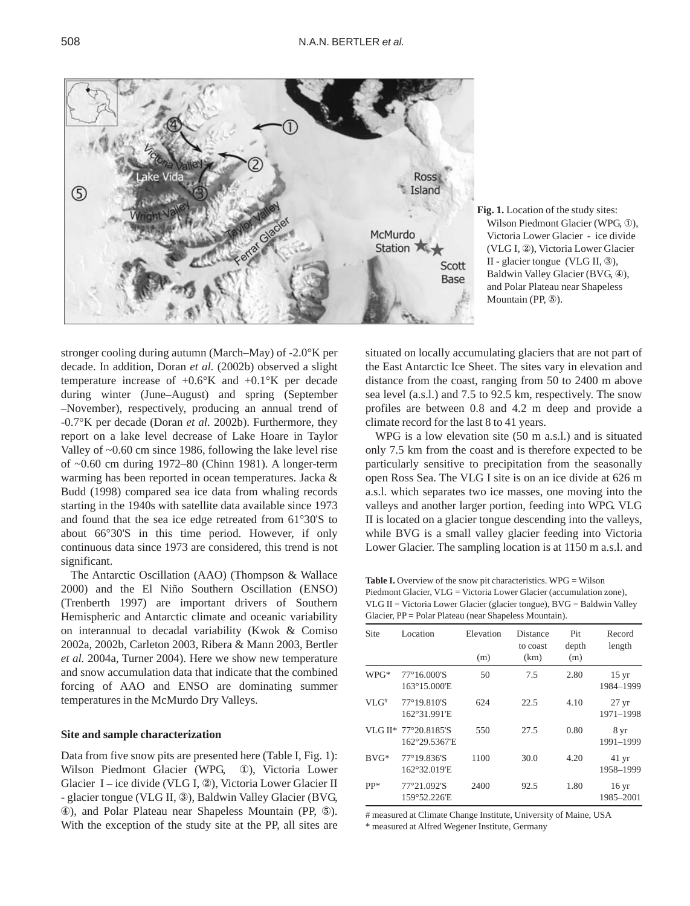**Fig. 1.** Location of the study sites: Wilson Piedmont Glacier (WPG, ①), Victoria Lower Glacier - ice divide (VLG I, ②), Victoria Lower Glacier II - glacier tongue (VLG II, ③), Baldwin Valley Glacier (BVG, ④), and Polar Plateau near Shapeless Mountain (PP, ⑤).

stronger cooling during autumn (March–May) of -2.0°K per decade. In addition, Doran *et al.* (2002b) observed a slight temperature increase of +0.6°K and +0.1°K per decade during winter (June–August) and spring (September –November), respectively, producing an annual trend of -0.7°K per decade (Doran *et al.* 2002b). Furthermore, they report on a lake level decrease of Lake Hoare in Taylor Valley of ~0.60 cm since 1986, following the lake level rise of ~0.60 cm during 1972–80 (Chinn 1981). A longer-term warming has been reported in ocean temperatures. Jacka & Budd (1998) compared sea ice data from whaling records starting in the 1940s with satellite data available since 1973 and found that the sea ice edge retreated from 61°30'S to about 66°30'S in this time period. However, if only continuous data since 1973 are considered, this trend is not significant.

The Antarctic Oscillation (AAO) (Thompson & Wallace 2000) and the El Niño Southern Oscillation (ENSO) (Trenberth 1997) are important drivers of Southern Hemispheric and Antarctic climate and oceanic variability on interannual to decadal variability (Kwok & Comiso 2002a, 2002b, Carleton 2003, Ribera & Mann 2003, Bertler *et al.* 2004a, Turner 2004). Here we show new temperature and snow accumulation data that indicate that the combined forcing of AAO and ENSO are dominating summer temperatures in the McMurdo Dry Valleys.

## Site and sample characterization

Data from five snow pits are presented here (Table I, Fig. 1): Wilson Piedmont Glacier (WPG, ①), Victoria Lower Glacier I – ice divide (VLG I, ②), Victoria Lower Glacier II - glacier tongue (VLG II, ③), Baldwin Valley Glacier (BVG, ④), and Polar Plateau near Shapeless Mountain (PP, ⑤). With the exception of the study site at the PP, all sites are situated on locally accumulating glaciers that are not part of the East Antarctic Ice Sheet. The sites vary in elevation and distance from the coast, ranging from 50 to 2400 m above sea level (a.s.l.) and 7.5 to 92.5 km, respectively. The snow profiles are between 0.8 and 4.2 m deep and provide a climate record for the last 8 to 41 years.

WPG is a low elevation site (50 m a.s.l.) and is situated only 7.5 km from the coast and is therefore expected to be particularly sensitive to precipitation from the seasonally open Ross Sea. The VLG I site is on an ice divide at 626 m a.s.l. which separates two ice masses, one moving into the valleys and another larger portion, feeding into WPG. VLG II is located on a glacier tongue descending into the valleys, while BVG is a small valley glacier feeding into Victoria Lower Glacier. The sampling location is at 1150 m a.s.l. and

**Table I.** Overview of the snow pit characteristics. WPG = Wilson Piedmont Glacier, VLG = Victoria Lower Glacier (accumulation zone), VLG II = Victoria Lower Glacier (glacier tongue), BVG = Baldwin Valley Glacier, PP = Polar Plateau (near Shapeless Mountain).

| Site | Location | Elevation (m) | Distance to coast (km) | Pit depth (m) | Record length |
|---|---|---|---|---|---|
| WPG* | 77°16.000'S 163°15.000'E | 50 | 7.5 | 2.80 | 15 yr 1984–1999 |
| VLG# | 77°19.810'S 162°31.991'E | 624 | 22.5 | 4.10 | 27 yr 1971–1998 |
| VLG II* | 77°20.8185'S 162°29.5367'E | 550 | 27.5 | 0.80 | 8 yr 1991–1999 |
| BVG* | 77°19.836'S 162°32.019'E | 1100 | 30.0 | 4.20 | 41 yr 1958–1999 |
| PP* | 77°21.092'S 159°52.226'E | 2400 | 92.5 | 1.80 | 16 yr 1985–2001 |

# measured at Climate Change Institute, University of Maine, USA

\* measured at Alfred Wegener Institute, Germany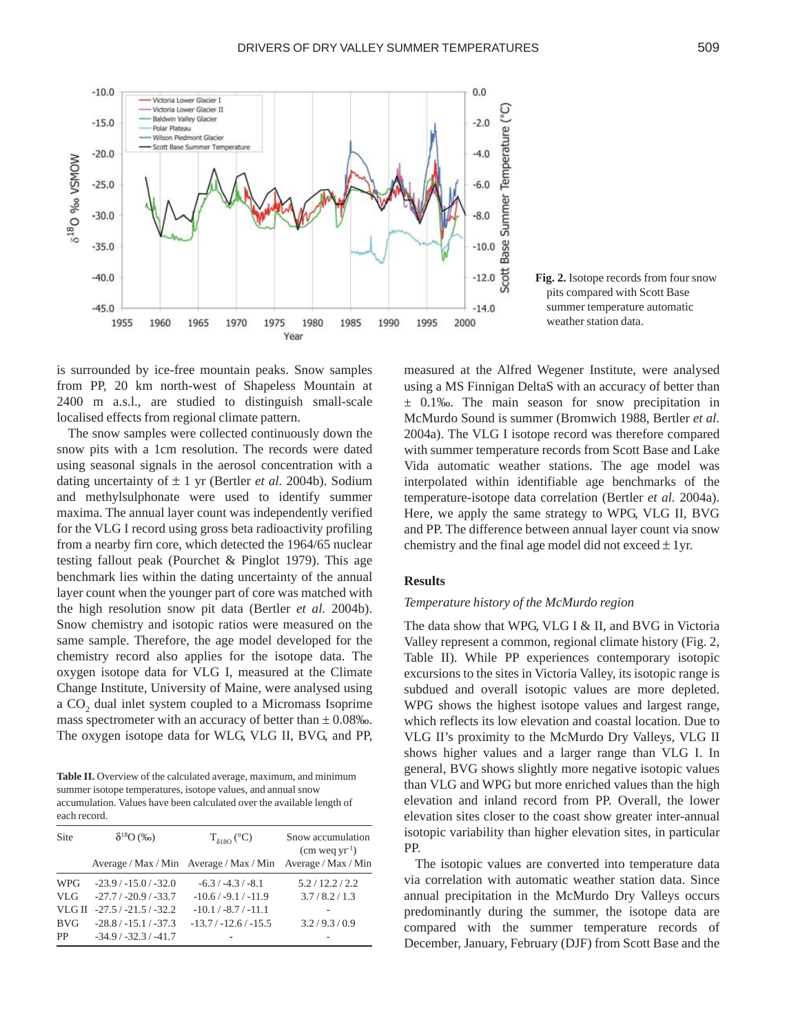**Fig. 2.** Isotope records from four snow pits compared with Scott Base summer temperature automatic weather station data.

is surrounded by ice-free mountain peaks. Snow samples from PP, 20 km north-west of Shapeless Mountain at 2400 m a.s.l., are studied to distinguish small-scale localised effects from regional climate pattern.

The snow samples were collected continuously down the snow pits with a 1cm resolution. The records were dated using seasonal signals in the aerosol concentration with a dating uncertainty of ± 1 yr (Bertler *et al.* 2004b). Sodium and methylsulphonate were used to identify summer maxima. The annual layer count was independently verified for the VLG I record using gross beta radioactivity profiling from a nearby firn core, which detected the 1964/65 nuclear testing fallout peak (Pourchet & Pinglot 1979). This age benchmark lies within the dating uncertainty of the annual layer count when the younger part of core was matched with the high resolution snow pit data (Bertler *et al.* 2004b). Snow chemistry and isotopic ratios were measured on the same sample. Therefore, the age model developed for the chemistry record also applies for the isotope data. The oxygen isotope data for VLG I, measured at the Climate Change Institute, University of Maine, were analysed using a $CO_2$ dual inlet system coupled to a Micromass Isoprime mass spectrometer with an accuracy of better than ± 0.08‰. The oxygen isotope data for WLG, VLG II, BVG, and PP, measured at the Alfred Wegener Institute, were analysed using a MS Finnigan DeltaS with an accuracy of better than ± 0.1‰. The main season for snow precipitation in McMurdo Sound is summer (Bromwich 1988, Bertler *et al.* 2004a). The VLG I isotope record was therefore compared with summer temperature records from Scott Base and Lake Vida automatic weather stations. The age model was interpolated within identifiable age benchmarks of the temperature-isotope data correlation (Bertler *et al.* 2004a). Here, we apply the same strategy to WPG, VLG II, BVG and PP. The difference between annual layer count via snow chemistry and the final age model did not exceed ± 1yr.

**Table II.** Overview of the calculated average, maximum, and minimum summer isotope temperatures, isotope values, and annual snow accumulation. Values have been calculated over the available length of each record.

| Site | $\delta^{18}O$ (‰) | $T_{\delta 18O}$ (°C) | Snow accumulation (cm weq yr$^{-1}$) |
|---|---|---|---|
| | Average / Max / Min | Average / Max / Min | Average / Max / Min |
| WPG | -23.9 / -15.0 / -32.0 | -6.3 / -4.3 / -8.1 | 5.2 / 12.2 / 2.2 |
| VLG | -27.7 / -20.9 / -33.7 | -10.6 / -9.1 / -11.9 | 3.7 / 8.2 / 1.3 |
| VLG II | -27.5 / -21.5 / -32.2 | -10.1 / -8.7 / -11.1 | - |
| BVG | -28.8 / -15.1 / -37.3 | -13.7 / -12.6 / -15.5 | 3.2 / 9.3 / 0.9 |
| PP | -34.9 / -32.3 / -41.7 | - | - |

## Results

### *Temperature history of the McMurdo region*

The data show that WPG, VLG I & II, and BVG in Victoria Valley represent a common, regional climate history (Fig. 2, Table II). While PP experiences contemporary isotopic excursions to the sites in Victoria Valley, its isotopic range is subdued and overall isotopic values are more depleted. WPG shows the highest isotope values and largest range, which reflects its low elevation and coastal location. Due to VLG II's proximity to the McMurdo Dry Valleys, VLG II shows higher values and a larger range than VLG I. In general, BVG shows slightly more negative isotopic values than VLG and WPG but more enriched values than the high elevation and inland record from PP. Overall, the lower elevation sites closer to the coast show greater inter-annual isotopic variability than higher elevation sites, in particular PP.

The isotopic values are converted into temperature data via correlation with automatic weather station data. Since annual precipitation in the McMurdo Dry Valleys occurs predominantly during the summer, the isotope data are compared with the summer temperature records of December, January, February (DJF) from Scott Base and the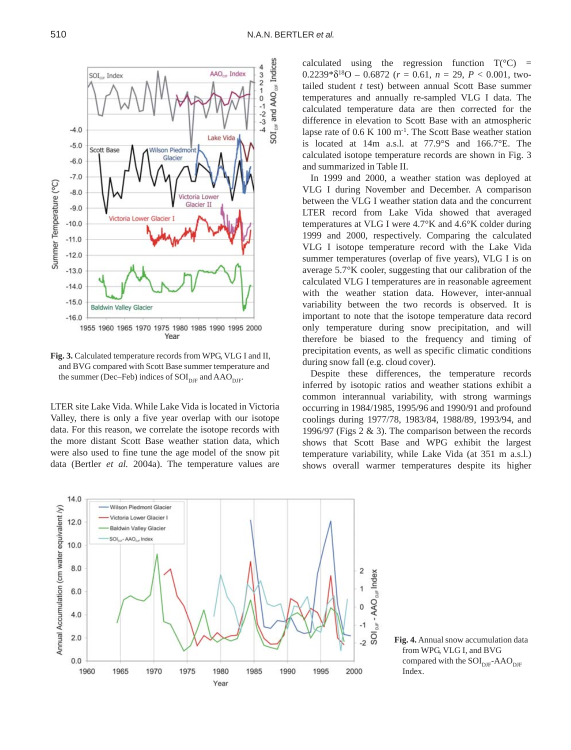Fig. 3. Calculated temperature records from WPG, VLG I and II, and BVG compared with Scott Base summer temperature and the summer (Dec–Feb) indices of $SOI_{DJF}$ and $AAO_{DJF}$.

LTER site Lake Vida. While Lake Vida is located in Victoria Valley, there is only a five year overlap with our isotope data. For this reason, we correlate the isotope records with the more distant Scott Base weather station data, which were also used to fine tune the age model of the snow pit data (Bertler *et al.* 2004a). The temperature values are calculated using the regression function $T(°C) = 0.2239*\delta^{18}O - 0.6872$ ($r = 0.61$, $n = 29$, $P < 0.001$, two-tailed student $t$ test) between annual Scott Base summer temperatures and annually re-sampled VLG I data. The calculated temperature data are then corrected for the difference in elevation to Scott Base with an atmospheric lapse rate of 0.6 K 100 $m^{-1}$. The Scott Base weather station is located at 14m a.s.l. at 77.9°S and 166.7°E. The calculated isotope temperature records are shown in Fig. 3 and summarized in Table II.

In 1999 and 2000, a weather station was deployed at VLG I during November and December. A comparison between the VLG I weather station data and the concurrent LTER record from Lake Vida showed that averaged temperatures at VLG I were 4.7°K and 4.6°K colder during 1999 and 2000, respectively. Comparing the calculated VLG I isotope temperature record with the Lake Vida summer temperatures (overlap of five years), VLG I is on average 5.7°K cooler, suggesting that our calibration of the calculated VLG I temperatures are in reasonable agreement with the weather station data. However, inter-annual variability between the two records is observed. It is important to note that the isotope temperature data record only temperature during snow precipitation, and will therefore be biased to the frequency and timing of precipitation events, as well as specific climatic conditions during snow fall (e.g. cloud cover).

Despite these differences, the temperature records inferred by isotopic ratios and weather stations exhibit a common interannual variability, with strong warmings occurring in 1984/1985, 1995/96 and 1990/91 and profound coolings during 1977/78, 1983/84, 1988/89, 1993/94, and 1996/97 (Figs 2 & 3). The comparison between the records shows that Scott Base and WPG exhibit the largest temperature variability, while Lake Vida (at 351 m a.s.l.) shows overall warmer temperatures despite its higher

Fig. 4. Annual snow accumulation data from WPG, VLG I, and BVG compared with the $SOI_{DJF}$-$AAO_{DJF}$ Index.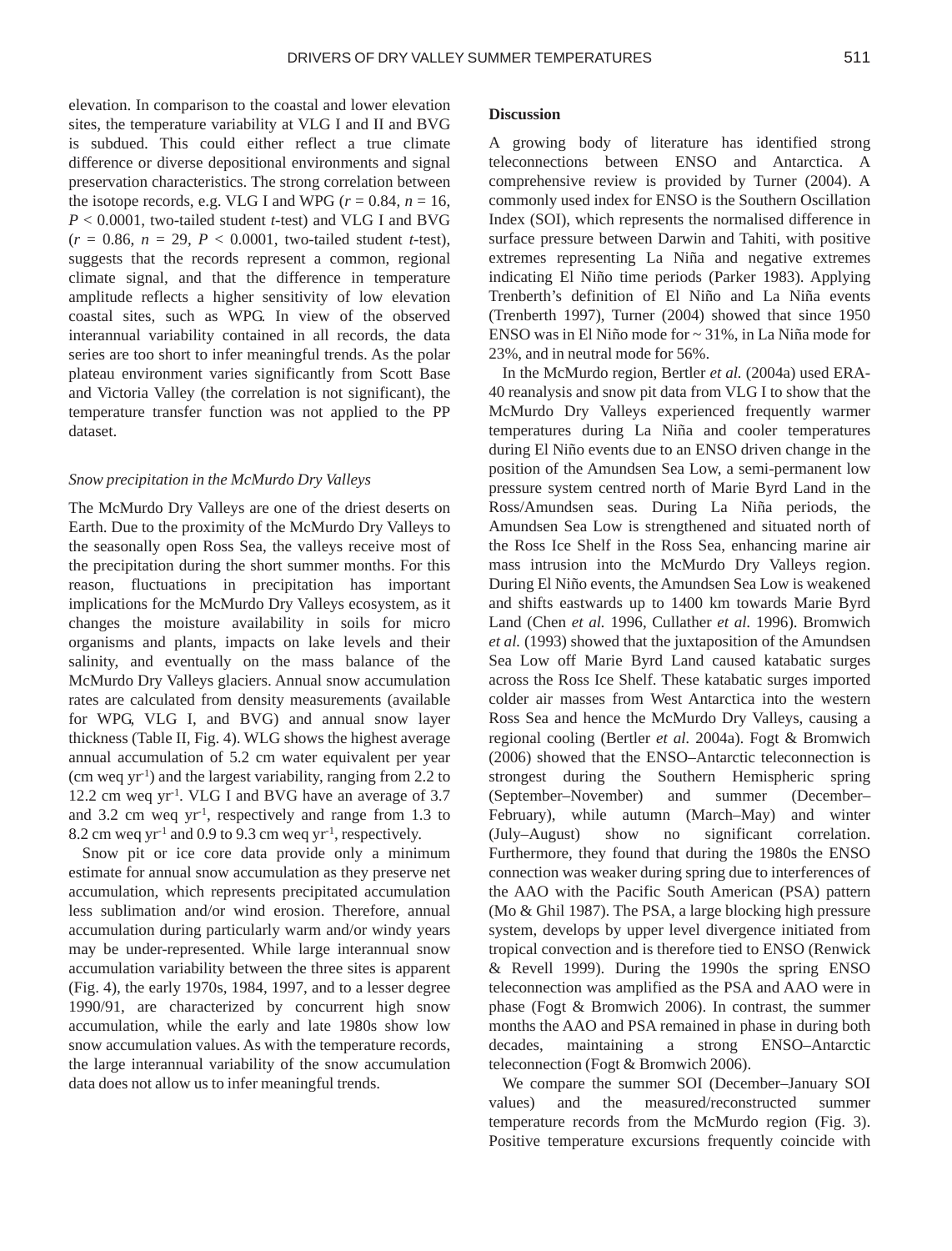elevation. In comparison to the coastal and lower elevation sites, the temperature variability at VLG I and II and BVG is subdued. This could either reflect a true climate difference or diverse depositional environments and signal preservation characteristics. The strong correlation between the isotope records, e.g. VLG I and WPG ($r$ = 0.84, $n$ = 16, $P$ < 0.0001, two-tailed student $t$-test) and VLG I and BVG ($r$ = 0.86, $n$ = 29, $P$ < 0.0001, two-tailed student $t$-test), suggests that the records represent a common, regional climate signal, and that the difference in temperature amplitude reflects a higher sensitivity of low elevation coastal sites, such as WPG. In view of the observed interannual variability contained in all records, the data series are too short to infer meaningful trends. As the polar plateau environment varies significantly from Scott Base and Victoria Valley (the correlation is not significant), the temperature transfer function was not applied to the PP dataset.

### *Snow precipitation in the McMurdo Dry Valleys*

The McMurdo Dry Valleys are one of the driest deserts on Earth. Due to the proximity of the McMurdo Dry Valleys to the seasonally open Ross Sea, the valleys receive most of the precipitation during the short summer months. For this reason, fluctuations in precipitation has important implications for the McMurdo Dry Valleys ecosystem, as it changes the moisture availability in soils for micro organisms and plants, impacts on lake levels and their salinity, and eventually on the mass balance of the McMurdo Dry Valleys glaciers. Annual snow accumulation rates are calculated from density measurements (available for WPG, VLG I, and BVG) and annual snow layer thickness (Table II, Fig. 4). WLG shows the highest average annual accumulation of 5.2 cm water equivalent per year (cm weq $yr^{-1}$) and the largest variability, ranging from 2.2 to 12.2 cm weq $yr^{-1}$. VLG I and BVG have an average of 3.7 and 3.2 cm weq $yr^{-1}$, respectively and range from 1.3 to 8.2 cm weq $yr^{-1}$ and 0.9 to 9.3 cm weq $yr^{-1}$, respectively.

Snow pit or ice core data provide only a minimum estimate for annual snow accumulation as they preserve net accumulation, which represents precipitated accumulation less sublimation and/or wind erosion. Therefore, annual accumulation during particularly warm and/or windy years may be under-represented. While large interannual snow accumulation variability between the three sites is apparent (Fig. 4), the early 1970s, 1984, 1997, and to a lesser degree 1990/91, are characterized by concurrent high snow accumulation, while the early and late 1980s show low snow accumulation values. As with the temperature records, the large interannual variability of the snow accumulation data does not allow us to infer meaningful trends.

## Discussion

A growing body of literature has identified strong teleconnections between ENSO and Antarctica. A comprehensive review is provided by Turner (2004). A commonly used index for ENSO is the Southern Oscillation Index (SOI), which represents the normalised difference in surface pressure between Darwin and Tahiti, with positive extremes representing La Niña and negative extremes indicating El Niño time periods (Parker 1983). Applying Trenberth's definition of El Niño and La Niña events (Trenberth 1997), Turner (2004) showed that since 1950 ENSO was in El Niño mode for ~ 31%, in La Niña mode for 23%, and in neutral mode for 56%.

In the McMurdo region, Bertler *et al.* (2004a) used ERA-40 reanalysis and snow pit data from VLG I to show that the McMurdo Dry Valleys experienced frequently warmer temperatures during La Niña and cooler temperatures during El Niño events due to an ENSO driven change in the position of the Amundsen Sea Low, a semi-permanent low pressure system centred north of Marie Byrd Land in the Ross/Amundsen seas. During La Niña periods, the Amundsen Sea Low is strengthened and situated north of the Ross Ice Shelf in the Ross Sea, enhancing marine air mass intrusion into the McMurdo Dry Valleys region. During El Niño events, the Amundsen Sea Low is weakened and shifts eastwards up to 1400 km towards Marie Byrd Land (Chen *et al.* 1996, Cullather *et al.* 1996). Bromwich *et al.* (1993) showed that the juxtaposition of the Amundsen Sea Low off Marie Byrd Land caused katabatic surges across the Ross Ice Shelf. These katabatic surges imported colder air masses from West Antarctica into the western Ross Sea and hence the McMurdo Dry Valleys, causing a regional cooling (Bertler *et al.* 2004a). Fogt & Bromwich (2006) showed that the ENSO–Antarctic teleconnection is strongest during the Southern Hemispheric spring (September–November) and summer (December–February), while autumn (March–May) and winter (July–August) show no significant correlation. Furthermore, they found that during the 1980s the ENSO connection was weaker during spring due to interferences of the AAO with the Pacific South American (PSA) pattern (Mo & Ghil 1987). The PSA, a large blocking high pressure system, develops by upper level divergence initiated from tropical convection and is therefore tied to ENSO (Renwick & Revell 1999). During the 1990s the spring ENSO teleconnection was amplified as the PSA and AAO were in phase (Fogt & Bromwich 2006). In contrast, the summer months the AAO and PSA remained in phase in during both decades, maintaining a strong ENSO–Antarctic teleconnection (Fogt & Bromwich 2006).

We compare the summer SOI (December–January SOI values) and the measured/reconstructed summer temperature records from the McMurdo region (Fig. 3). Positive temperature excursions frequently coincide with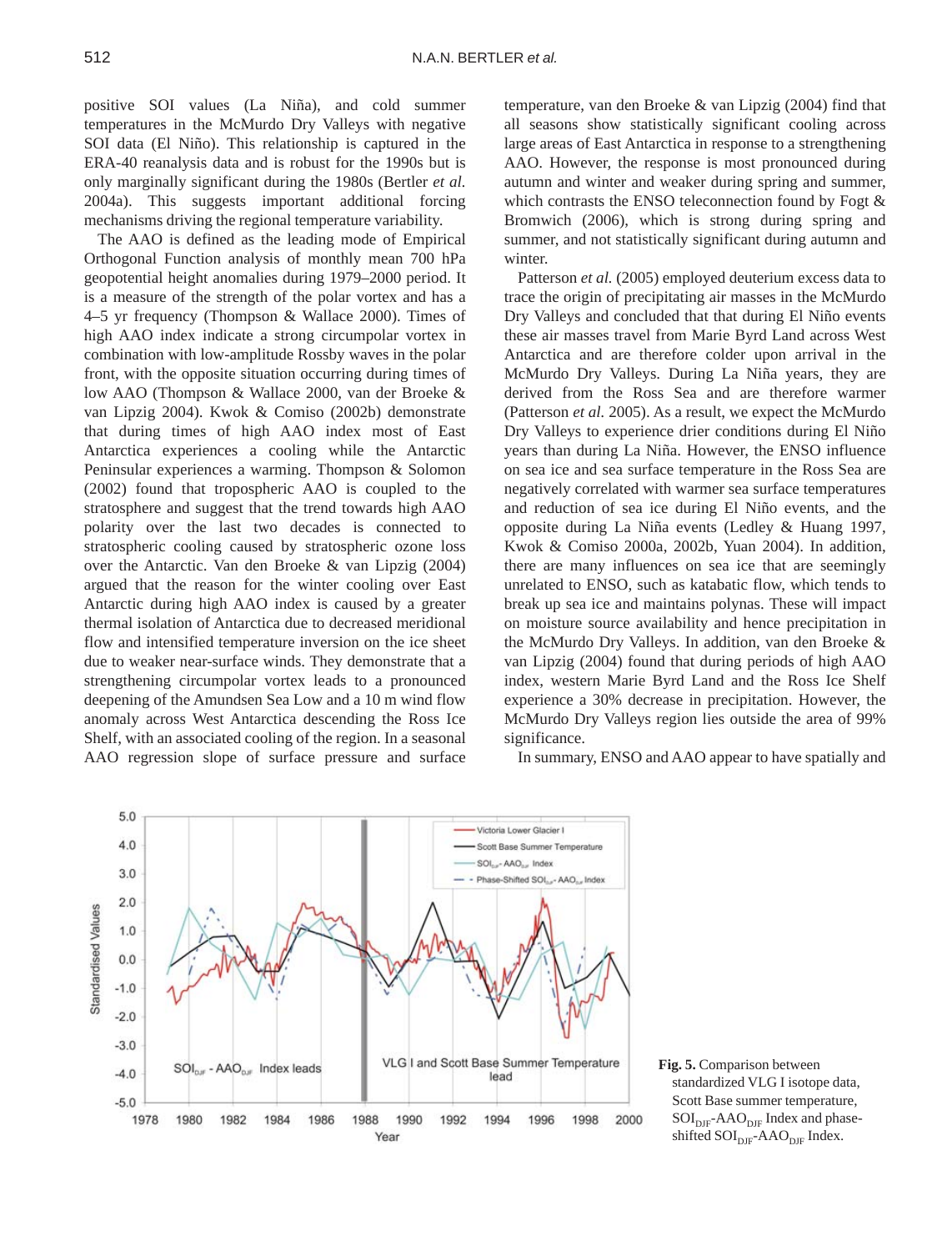positive SOI values (La Niña), and cold summer temperatures in the McMurdo Dry Valleys with negative SOI data (El Niño). This relationship is captured in the ERA-40 reanalysis data and is robust for the 1990s but is only marginally significant during the 1980s (Bertler *et al*. 2004a). This suggests important additional forcing mechanisms driving the regional temperature variability.

The AAO is defined as the leading mode of Empirical Orthogonal Function analysis of monthly mean 700 hPa geopotential height anomalies during 1979–2000 period. It is a measure of the strength of the polar vortex and has a 4–5 yr frequency (Thompson & Wallace 2000). Times of high AAO index indicate a strong circumpolar vortex in combination with low-amplitude Rossby waves in the polar front, with the opposite situation occurring during times of low AAO (Thompson & Wallace 2000, van der Broeke & van Lipzig 2004). Kwok & Comiso (2002b) demonstrate that during times of high AAO index most of East Antarctica experiences a cooling while the Antarctic Peninsular experiences a warming. Thompson & Solomon (2002) found that tropospheric AAO is coupled to the stratosphere and suggest that the trend towards high AAO polarity over the last two decades is connected to stratospheric cooling caused by stratospheric ozone loss over the Antarctic. Van den Broeke & van Lipzig (2004) argued that the reason for the winter cooling over East Antarctic during high AAO index is caused by a greater thermal isolation of Antarctica due to decreased meridional flow and intensified temperature inversion on the ice sheet due to weaker near-surface winds. They demonstrate that a strengthening circumpolar vortex leads to a pronounced deepening of the Amundsen Sea Low and a 10 m wind flow anomaly across West Antarctica descending the Ross Ice Shelf, with an associated cooling of the region. In a seasonal AAO regression slope of surface pressure and surface temperature, van den Broeke & van Lipzig (2004) find that all seasons show statistically significant cooling across large areas of East Antarctica in response to a strengthening AAO. However, the response is most pronounced during autumn and winter and weaker during spring and summer, which contrasts the ENSO teleconnection found by Fogt & Bromwich (2006), which is strong during spring and summer, and not statistically significant during autumn and winter.

Patterson *et al.* (2005) employed deuterium excess data to trace the origin of precipitating air masses in the McMurdo Dry Valleys and concluded that that during El Niño events these air masses travel from Marie Byrd Land across West Antarctica and are therefore colder upon arrival in the McMurdo Dry Valleys. During La Niña years, they are derived from the Ross Sea and are therefore warmer (Patterson *et al*. 2005). As a result, we expect the McMurdo Dry Valleys to experience drier conditions during El Niño years than during La Niña. However, the ENSO influence on sea ice and sea surface temperature in the Ross Sea are negatively correlated with warmer sea surface temperatures and reduction of sea ice during El Niño events, and the opposite during La Niña events (Ledley & Huang 1997, Kwok & Comiso 2000a, 2002b, Yuan 2004). In addition, there are many influences on sea ice that are seemingly unrelated to ENSO, such as katabatic flow, which tends to break up sea ice and maintains polynas. These will impact on moisture source availability and hence precipitation in the McMurdo Dry Valleys. In addition, van den Broeke & van Lipzig (2004) found that during periods of high AAO index, western Marie Byrd Land and the Ross Ice Shelf experience a 30% decrease in precipitation. However, the McMurdo Dry Valleys region lies outside the area of 99% significance.

In summary, ENSO and AAO appear to have spatially and

**Fig. 5.** Comparison between standardized VLG I isotope data, Scott Base summer temperature, $SOI_{DJF}$-$AAO_{DJF}$ Index and phase-shifted $SOI_{DJF}$-$AAO_{DJF}$ Index.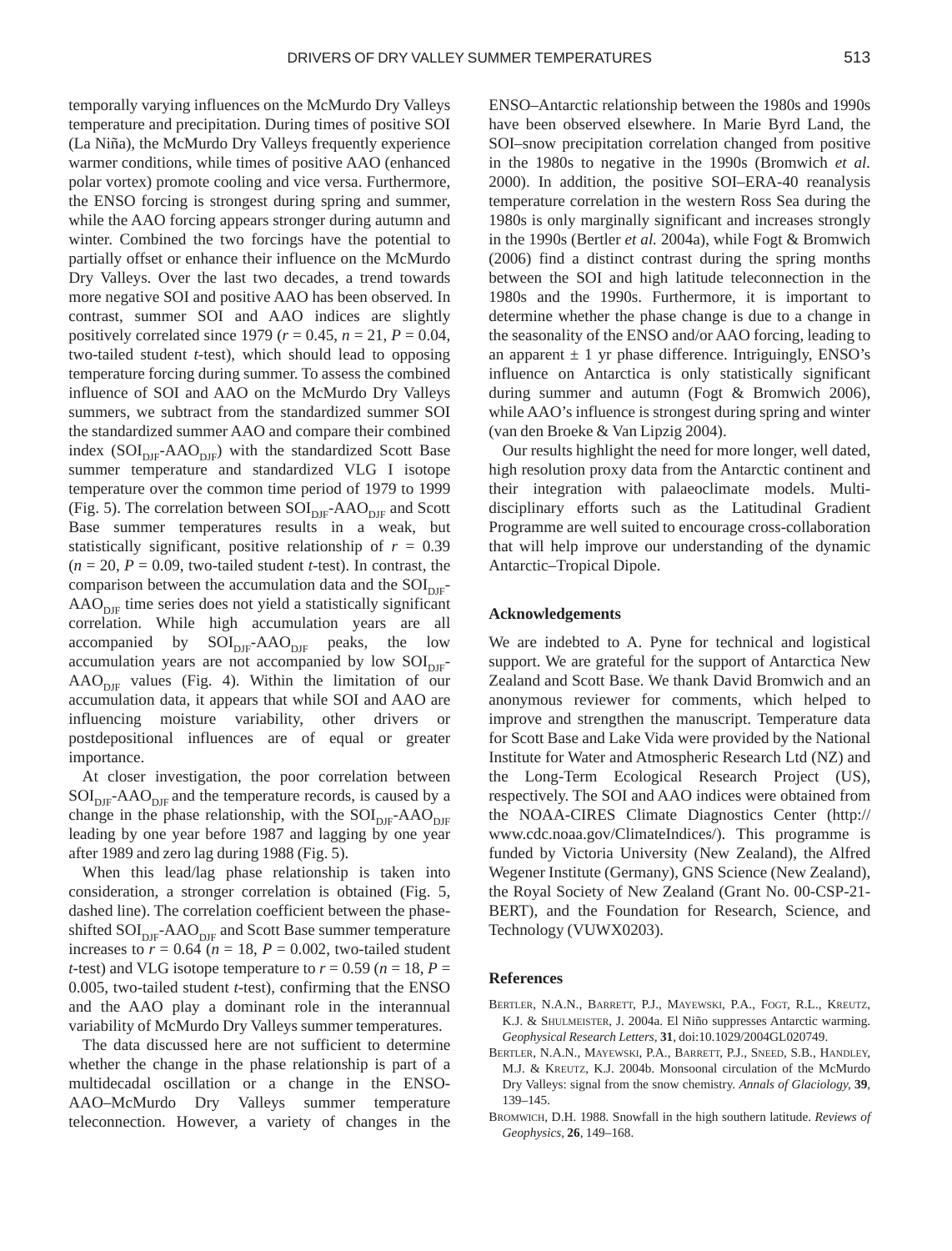temporally varying influences on the McMurdo Dry Valleys temperature and precipitation. During times of positive SOI (La Niña), the McMurdo Dry Valleys frequently experience warmer conditions, while times of positive AAO (enhanced polar vortex) promote cooling and vice versa. Furthermore, the ENSO forcing is strongest during spring and summer, while the AAO forcing appears stronger during autumn and winter. Combined the two forcings have the potential to partially offset or enhance their influence on the McMurdo Dry Valleys. Over the last two decades, a trend towards more negative SOI and positive AAO has been observed. In contrast, summer SOI and AAO indices are slightly positively correlated since 1979 ($r = 0.45$, $n = 21$, $P = 0.04$, two-tailed student *t*-test), which should lead to opposing temperature forcing during summer. To assess the combined influence of SOI and AAO on the McMurdo Dry Valleys summers, we subtract from the standardized summer SOI the standardized summer AAO and compare their combined index ($SOI_{DJF}$-$AAO_{DJF}$) with the standardized Scott Base summer temperature and standardized VLG I isotope temperature over the common time period of 1979 to 1999 (Fig. 5). The correlation between $SOI_{DJF}$-$AAO_{DJF}$ and Scott Base summer temperatures results in a weak, but statistically significant, positive relationship of $r = 0.39$ ($n = 20$, $P = 0.09$, two-tailed student *t*-test). In contrast, the comparison between the accumulation data and the $SOI_{DJF}$-$AAO_{DJF}$ time series does not yield a statistically significant correlation. While high accumulation years are all accompanied by $SOI_{DJF}$-$AAO_{DJF}$ peaks, the low accumulation years are not accompanied by low $SOI_{DJF}$-$AAO_{DJF}$ values (Fig. 4). Within the limitation of our accumulation data, it appears that while SOI and AAO are influencing moisture variability, other drivers or postdepositional influences are of equal or greater importance.

At closer investigation, the poor correlation between $SOI_{DJF}$-$AAO_{DJF}$ and the temperature records, is caused by a change in the phase relationship, with the $SOI_{DJF}$-$AAO_{DJF}$ leading by one year before 1987 and lagging by one year after 1989 and zero lag during 1988 (Fig. 5).

When this lead/lag phase relationship is taken into consideration, a stronger correlation is obtained (Fig. 5, dashed line). The correlation coefficient between the phase-shifted $SOI_{DJF}$-$AAO_{DJF}$ and Scott Base summer temperature increases to $r = 0.64$ ($n = 18$, $P = 0.002$, two-tailed student *t*-test) and VLG isotope temperature to $r = 0.59$ ($n = 18$, $P = 0.005$, two-tailed student *t*-test), confirming that the ENSO and the AAO play a dominant role in the interannual variability of McMurdo Dry Valleys summer temperatures.

The data discussed here are not sufficient to determine whether the change in the phase relationship is part of a multidecadal oscillation or a change in the ENSO-AAO–McMurdo Dry Valleys summer temperature teleconnection. However, a variety of changes in the ENSO–Antarctic relationship between the 1980s and 1990s have been observed elsewhere. In Marie Byrd Land, the SOI–snow precipitation correlation changed from positive in the 1980s to negative in the 1990s (Bromwich *et al.* 2000). In addition, the positive SOI–ERA-40 reanalysis temperature correlation in the western Ross Sea during the 1980s is only marginally significant and increases strongly in the 1990s (Bertler *et al.* 2004a), while Fogt & Bromwich (2006) find a distinct contrast during the spring months between the SOI and high latitude teleconnection in the 1980s and the 1990s. Furthermore, it is important to determine whether the phase change is due to a change in the seasonality of the ENSO and/or AAO forcing, leading to an apparent ± 1 yr phase difference. Intriguingly, ENSO's influence on Antarctica is only statistically significant during summer and autumn (Fogt & Bromwich 2006), while AAO's influence is strongest during spring and winter (van den Broeke & Van Lipzig 2004).

Our results highlight the need for more longer, well dated, high resolution proxy data from the Antarctic continent and their integration with palaeoclimate models. Multi-disciplinary efforts such as the Latitudinal Gradient Programme are well suited to encourage cross-collaboration that will help improve our understanding of the dynamic Antarctic–Tropical Dipole.

## Acknowledgements

We are indebted to A. Pyne for technical and logistical support. We are grateful for the support of Antarctica New Zealand and Scott Base. We thank David Bromwich and an anonymous reviewer for comments, which helped to improve and strengthen the manuscript. Temperature data for Scott Base and Lake Vida were provided by the National Institute for Water and Atmospheric Research Ltd (NZ) and the Long-Term Ecological Research Project (US), respectively. The SOI and AAO indices were obtained from the NOAA-CIRES Climate Diagnostics Center (http://www.cdc.noaa.gov/ClimateIndices/). This programme is funded by Victoria University (New Zealand), the Alfred Wegener Institute (Germany), GNS Science (New Zealand), the Royal Society of New Zealand (Grant No. 00-CSP-21-BERT), and the Foundation for Research, Science, and Technology (VUWX0203).

## References

Bertler, N.A.N., Barrett, P.J., Mayewski, P.A., Fogt, R.L., Kreutz, K.J. & Shulmeister, J. 2004a. El Niño suppresses Antarctic warming. *Geophysical Research Letters*, **31**, doi:10.1029/2004GL020749.

Bertler, N.A.N., Mayewski, P.A., Barrett, P.J., Sneed, S.B., Handley, M.J. & Kreutz, K.J. 2004b. Monsoonal circulation of the McMurdo Dry Valleys: signal from the snow chemistry. *Annals of Glaciology*, **39**, 139–145.

Bromwich, D.H. 1988. Snowfall in the high southern latitude. *Reviews of Geophysics*, **26**, 149–168.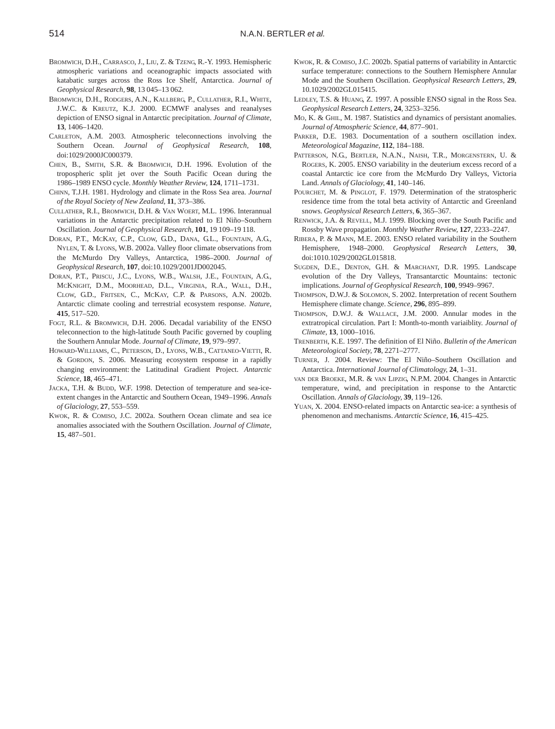Bromwich, D.H., Carrasco, J., Liu, Z. & Tzeng, R.-Y. 1993. Hemispheric atmospheric variations and oceanographic impacts associated with katabatic surges across the Ross Ice Shelf, Antarctica. *Journal of Geophysical Research,* **98**, 13 045–13 062.

Bromwich, D.H., Rodgers, A.N., Kallberg, P., Cullather, R.I., White, J.W.C. & Kreutz, K.J. 2000. ECMWF analyses and reanalyses depiction of ENSO signal in Antarctic precipitation. *Journal of Climate,* **13**, 1406–1420.

Carleton, A.M. 2003. Atmospheric teleconnections involving the Southern Ocean. *Journal of Geophysical Research,* **108**, doi:1029/2000JC000379.

Chen, B., Smith, S.R. & Bromwich, D.H. 1996. Evolution of the tropospheric split jet over the South Pacific Ocean during the 1986–1989 ENSO cycle. *Monthly Weather Review,* **124**, 1711–1731.

Chinn, T.J.H. 1981. Hydrology and climate in the Ross Sea area. *Journal of the Royal Society of New Zealand,* **11**, 373–386.

Cullather, R.I., Bromwich, D.H. & Van Woert, M.L. 1996. Interannual variations in the Antarctic precipitation related to El Niño–Southern Oscillation. *Journal of Geophysical Research,* **101**, 19 109–19 118.

Doran, P.T., McKay, C.P., Clow, G.D., Dana, G.L., Fountain, A.G., Nylen, T. & Lyons, W.B. 2002a. Valley floor climate observations from the McMurdo Dry Valleys, Antarctica, 1986–2000. *Journal of Geophysical Research,* **107**, doi:10.1029/2001JD002045.

Doran, P.T., Priscu, J.C., Lyons, W.B., Walsh, J.E., Fountain, A.G., McKnight, D.M., Moorhead, D.L., Virginia, R.A., Wall, D.H., Clow, G.D., Fritsen, C., McKay, C.P. & Parsons, A.N. 2002b. Antarctic climate cooling and terrestrial ecosystem response. *Nature,* **415**, 517–520.

Fogt, R.L. & Bromwich, D.H. 2006. Decadal variability of the ENSO teleconnection to the high-latitude South Pacific governed by coupling the Southern Annular Mode. *Journal of Climate,* **19**, 979–997.

Howard-Williams, C., Peterson, D., Lyons, W.B., Cattaneo-Vietti, R. & Gordon, S. 2006. Measuring ecosystem response in a rapidly changing environment: the Latitudinal Gradient Project. *Antarctic Science,* **18**, 465–471.

Jacka, T.H. & Budd, W.F. 1998. Detection of temperature and sea-ice-extent changes in the Antarctic and Southern Ocean, 1949–1996. *Annals of Glaciology,* **27**, 553–559.

Kwok, R. & Comiso, J.C. 2002a. Southern Ocean climate and sea ice anomalies associated with the Southern Oscillation. *Journal of Climate,* **15**, 487–501.

Kwok, R. & Comiso, J.C. 2002b. Spatial patterns of variability in Antarctic surface temperature: connections to the Southern Hemisphere Annular Mode and the Southern Oscillation. *Geophysical Research Letters,* **29**, 10.1029/2002GL015415.

Ledley, T.S. & Huang, Z. 1997. A possible ENSO signal in the Ross Sea. *Geophysical Research Letters,* **24**, 3253–3256.

Mo, K. & Ghil, M. 1987. Statistics and dynamics of persistant anomalies. *Journal of Atmospheric Science,* **44**, 877–901.

Parker, D.E. 1983. Documentation of a southern oscillation index. *Meteorological Magazine,* **112**, 184–188.

Patterson, N.G., Bertler, N.A.N., Naish, T.R., Morgenstern, U. & Rogers, K. 2005. ENSO variability in the deuterium excess record of a coastal Antarctic ice core from the McMurdo Dry Valleys, Victoria Land. *Annals of Glaciology,* **41**, 140–146.

Pourchet, M. & Pinglot, F. 1979. Determination of the stratospheric residence time from the total beta activity of Antarctic and Greenland snows. *Geophysical Research Letters,* **6**, 365–367.

Renwick, J.A. & Revell, M.J. 1999. Blocking over the South Pacific and Rossby Wave propagation. *Monthly Weather Review,* **127**, 2233–2247.

Ribera, P. & Mann, M.E. 2003. ENSO related variability in the Southern Hemisphere, 1948–2000. *Geophysical Research Letters,* **30**, doi:1010.1029/2002GL015818.

Sugden, D.E., Denton, G.H. & Marchant, D.R. 1995. Landscape evolution of the Dry Valleys, Transantarctic Mountains: tectonic implications. *Journal of Geophysical Research,* **100**, 9949–9967.

Thompson, D.W.J. & Solomon, S. 2002. Interpretation of recent Southern Hemisphere climate change. *Science,* **296**, 895–899.

Thompson, D.W.J. & Wallace, J.M. 2000. Annular modes in the extratropical circulation. Part I: Month-to-month variaiblity. *Journal of Climate,* **13**, 1000–1016.

Trenberth, K.E. 1997. The definition of El Niño. *Bulletin of the American Meteorological Society,* **78**, 2271–2777.

Turner, J. 2004. Review: The El Niño–Southern Oscillation and Antarctica. *International Journal of Climatology,* **24**, 1–31.

van der Broeke, M.R. & van Lipzig, N.P.M. 2004. Changes in Antarctic temperature, wind, and precipitation in response to the Antarctic Oscillation. *Annals of Glaciology,* **39**, 119–126.

Yuan, X. 2004. ENSO-related impacts on Antarctic sea-ice: a synthesis of phenomenon and mechanisms. *Antarctic Science,* **16**, 415–425.